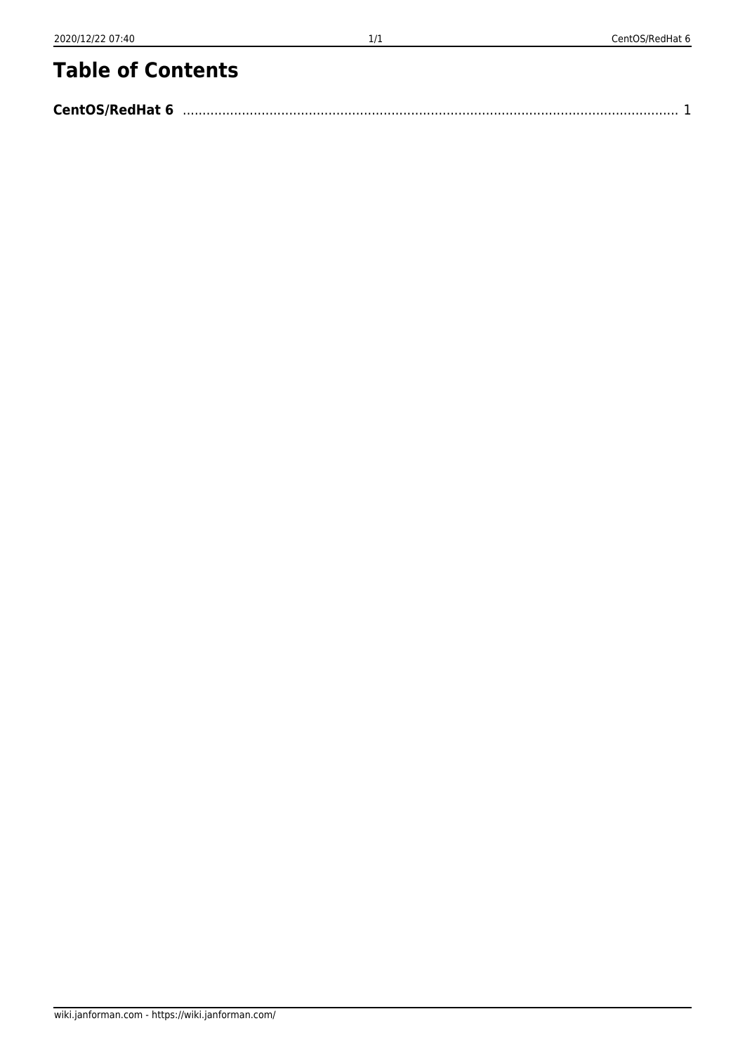# Table of Contents

**CentOS/RedHat 6** ........................................................................................................................ 1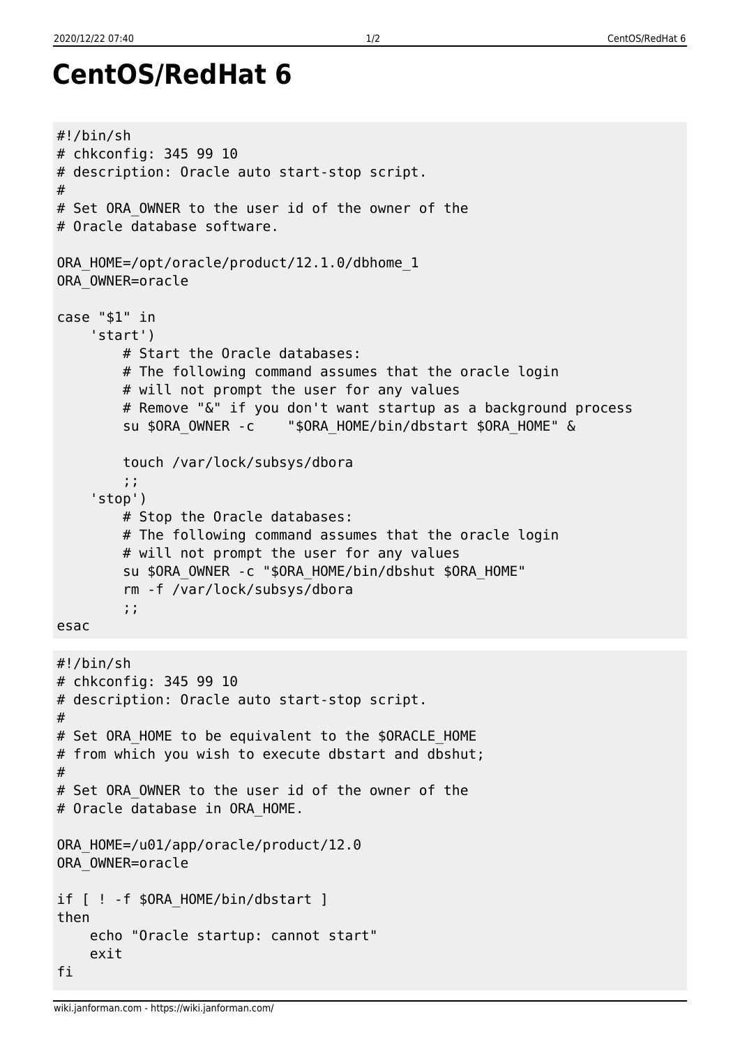# CentOS/RedHat 6

```
#!/bin/sh
# chkconfig: 345 99 10
# description: Oracle auto start-stop script.
#
# Set ORA_OWNER to the user id of the owner of the
# Oracle database software.

ORA_HOME=/opt/oracle/product/12.1.0/dbhome_1
ORA_OWNER=oracle

case "$1" in
    'start')
        # Start the Oracle databases:
        # The following command assumes that the oracle login
        # will not prompt the user for any values
        # Remove "&" if you don't want startup as a background process
        su $ORA_OWNER -c    "$ORA_HOME/bin/dbstart $ORA_HOME" &

        touch /var/lock/subsys/dbora
        ;;
    'stop')
        # Stop the Oracle databases:
        # The following command assumes that the oracle login
        # will not prompt the user for any values
        su $ORA_OWNER -c "$ORA_HOME/bin/dbshut $ORA_HOME"
        rm -f /var/lock/subsys/dbora
        ;;
esac
```

```
#!/bin/sh
# chkconfig: 345 99 10
# description: Oracle auto start-stop script.
#
# Set ORA_HOME to be equivalent to the $ORACLE_HOME
# from which you wish to execute dbstart and dbshut;
#
# Set ORA_OWNER to the user id of the owner of the
# Oracle database in ORA_HOME.

ORA_HOME=/u01/app/oracle/product/12.0
ORA_OWNER=oracle

if [ ! -f $ORA_HOME/bin/dbstart ]
then
    echo "Oracle startup: cannot start"
    exit
fi
```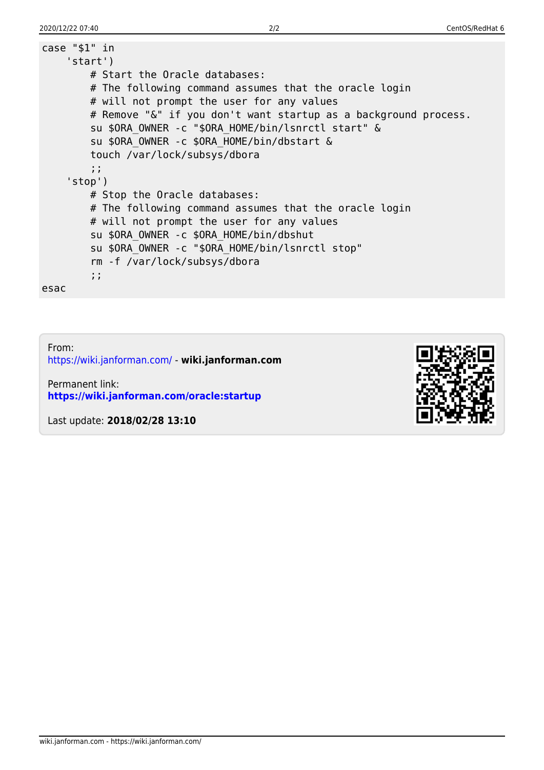```
case "$1" in
    'start')
        # Start the Oracle databases:
        # The following command assumes that the oracle login
        # will not prompt the user for any values
        # Remove "&" if you don't want startup as a background process.
        su $ORA_OWNER -c "$ORA_HOME/bin/lsnrctl start" &
        su $ORA_OWNER -c $ORA_HOME/bin/dbstart &
        touch /var/lock/subsys/dbora
        ;;
    'stop')
        # Stop the Oracle databases:
        # The following command assumes that the oracle login
        # will not prompt the user for any values
        su $ORA_OWNER -c $ORA_HOME/bin/dbshut
        su $ORA_OWNER -c "$ORA_HOME/bin/lsnrctl stop"
        rm -f /var/lock/subsys/dbora
        ;;
esac
```

From:
https://wiki.janforman.com/ - **wiki.janforman.com**

Permanent link:
**https://wiki.janforman.com/oracle:startup**

Last update: **2018/02/28 13:10**